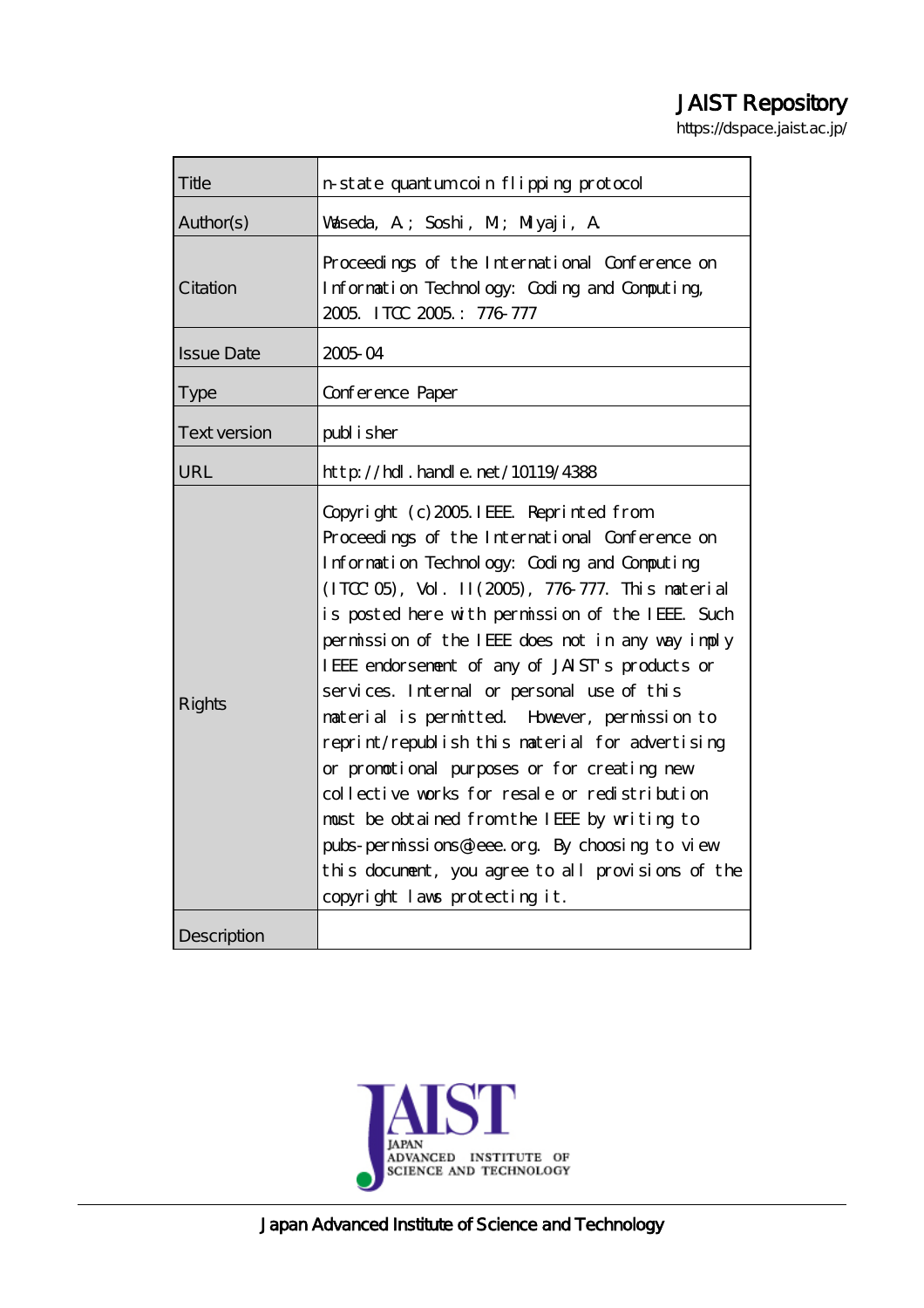JAIST Repository

https://dspace.jaist.ac.jp/

| Title | n-state quantum coin flipping protocol |
| --- | --- |
| Author(s) | Waseda, A.; Soshi, M.; Miyaji, A. |
| Citation | Proceedings of the International Conference on Information Technology: Coding and Computing, 2005. ITCC 2005.: 776-777 |
| Issue Date | 2005-04 |
| Type | Conference Paper |
| Text version | publisher |
| URL | http://hdl.handle.net/10119/4388 |
| Rights | Copyright (c)2005 IEEE. Reprinted from Proceedings of the International Conference on Information Technology: Coding and Computing (ITCC'05), Vol. II(2005), 776-777. This material is posted here with permission of the IEEE. Such permission of the IEEE does not in any way imply IEEE endorsement of any of JAIST's products or services. Internal or personal use of this material is permitted. However, permission to reprint/republish this material for advertising or promotional purposes or for creating new collective works for resale or redistribution must be obtained from the IEEE by writing to pubs-permissions@ieee.org. By choosing to view this document, you agree to all provisions of the copyright laws protecting it. |
| Description | |

Japan Advanced Institute of Science and Technology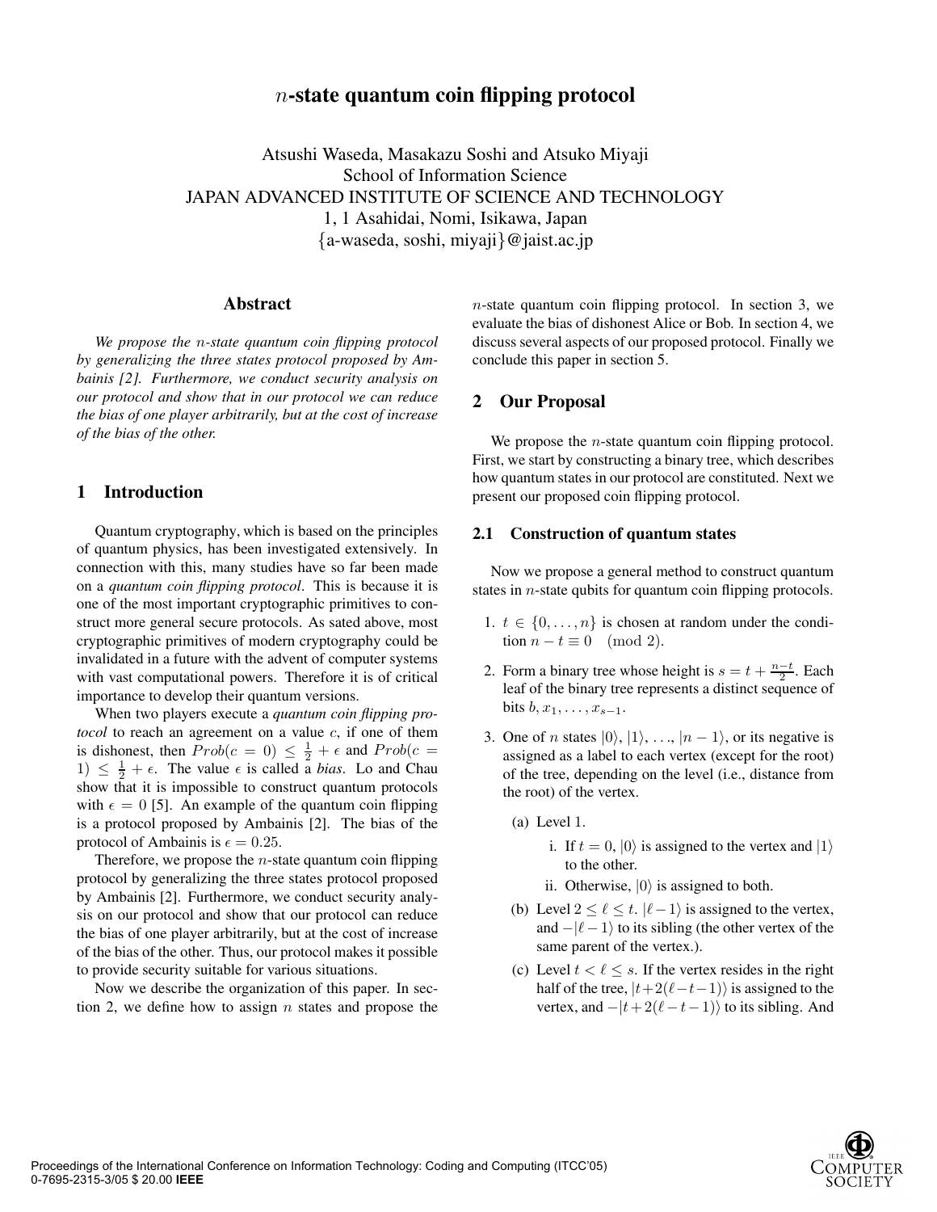# $n$-state quantum coin flipping protocol

Atsushi Waseda, Masakazu Soshi and Atsuko Miyaji
School of Information Science
JAPAN ADVANCED INSTITUTE OF SCIENCE AND TECHNOLOGY
1, 1 Asahidai, Nomi, Isikawa, Japan
{a-waseda, soshi, miyaji}@jaist.ac.jp

## Abstract

*We propose the $n$-state quantum coin flipping protocol by generalizing the three states protocol proposed by Ambainis [2]. Furthermore, we conduct security analysis on our protocol and show that in our protocol we can reduce the bias of one player arbitrarily, but at the cost of increase of the bias of the other.*

## 1 Introduction

Quantum cryptography, which is based on the principles of quantum physics, has been investigated extensively. In connection with this, many studies have so far been made on a *quantum coin flipping protocol*. This is because it is one of the most important cryptographic primitives to construct more general secure protocols. As sated above, most cryptographic primitives of modern cryptography could be invalidated in a future with the advent of computer systems with vast computational powers. Therefore it is of critical importance to develop their quantum versions.

When two players execute a *quantum coin flipping protocol* to reach an agreement on a value $c$, if one of them is dishonest, then $Prob(c = 0) \leq \frac{1}{2} + \epsilon$ and $Prob(c = 1) \leq \frac{1}{2} + \epsilon$. The value $\epsilon$ is called a *bias*. Lo and Chau show that it is impossible to construct quantum protocols with $\epsilon = 0$ [5]. An example of the quantum coin flipping is a protocol proposed by Ambainis [2]. The bias of the protocol of Ambainis is $\epsilon = 0.25$.

Therefore, we propose the $n$-state quantum coin flipping protocol by generalizing the three states protocol proposed by Ambainis [2]. Furthermore, we conduct security analysis on our protocol and show that our protocol can reduce the bias of one player arbitrarily, but at the cost of increase of the bias of the other. Thus, our protocol makes it possible to provide security suitable for various situations.

Now we describe the organization of this paper. In section 2, we define how to assign $n$ states and propose the $n$-state quantum coin flipping protocol. In section 3, we evaluate the bias of dishonest Alice or Bob. In section 4, we discuss several aspects of our proposed protocol. Finally we conclude this paper in section 5.

## 2 Our Proposal

We propose the $n$-state quantum coin flipping protocol. First, we start by constructing a binary tree, which describes how quantum states in our protocol are constituted. Next we present our proposed coin flipping protocol.

### 2.1 Construction of quantum states

Now we propose a general method to construct quantum states in $n$-state qubits for quantum coin flipping protocols.

1. $t \in \{0, \ldots, n\}$ is chosen at random under the condition $n - t \equiv 0 \pmod 2$.
2. Form a binary tree whose height is $s = t + \frac{n-t}{2}$. Each leaf of the binary tree represents a distinct sequence of bits $b, x_1, \ldots, x_{s-1}$.
3. One of $n$ states $|0\rangle, |1\rangle, \ldots, |n-1\rangle$, or its negative is assigned as a label to each vertex (except for the root) of the tree, depending on the level (i.e., distance from the root) of the vertex.
   - (a) Level 1.
     - i. If $t = 0$, $|0\rangle$ is assigned to the vertex and $|1\rangle$ to the other.
     - ii. Otherwise, $|0\rangle$ is assigned to both.
   - (b) Level $2 \leq \ell \leq t$. $|\ell - 1\rangle$ is assigned to the vertex, and $-|\ell - 1\rangle$ to its sibling (the other vertex of the same parent of the vertex.).
   - (c) Level $t < \ell \leq s$. If the vertex resides in the right half of the tree, $|t + 2(\ell - t - 1)\rangle$ is assigned to the vertex, and $-|t + 2(\ell - t - 1)\rangle$ to its sibling. And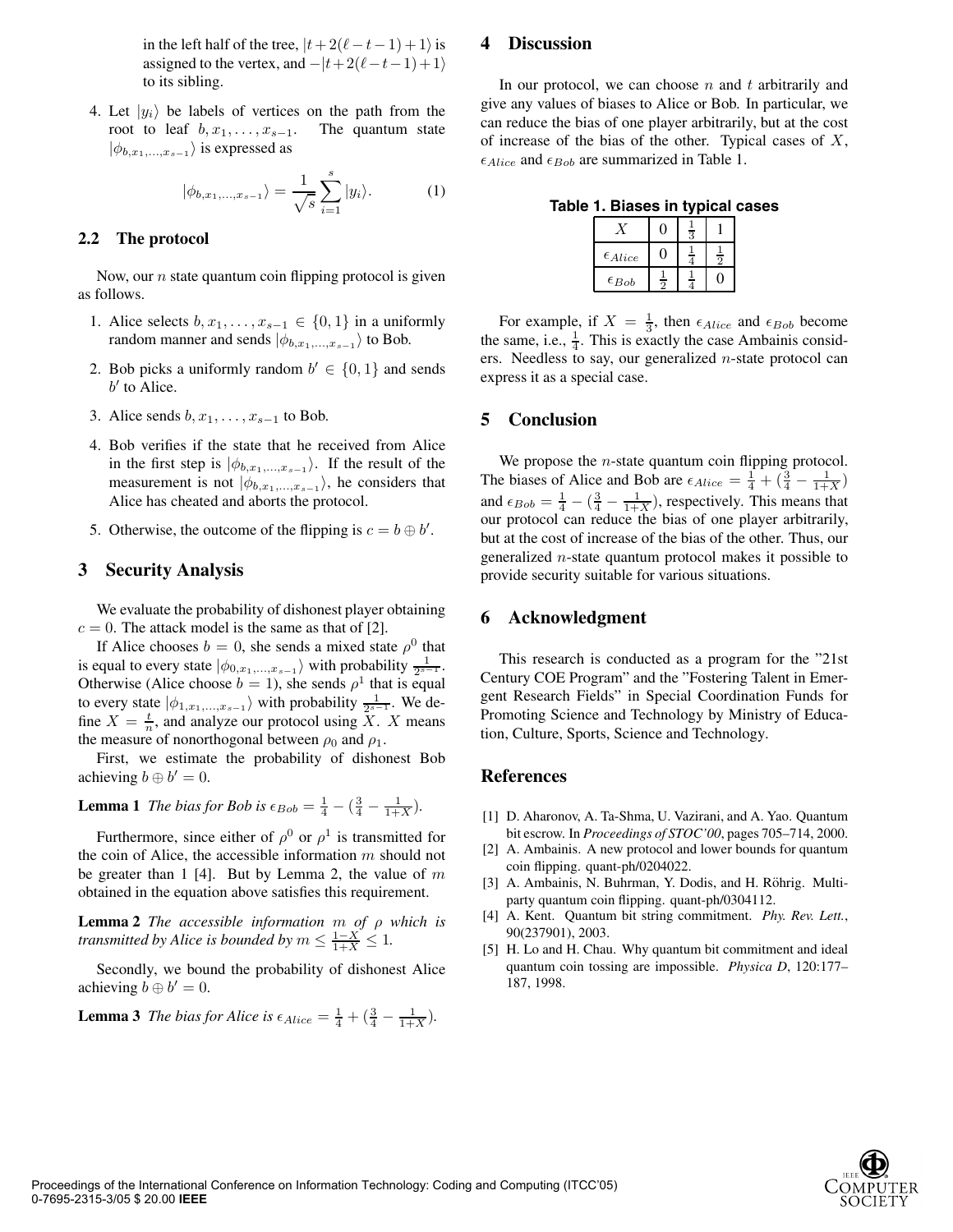in the left half of the tree, $|t+2(\ell-t-1)+1\rangle$ is assigned to the vertex, and $-|t+2(\ell-t-1)+1\rangle$ to its sibling.

4. Let $|y_i\rangle$ be labels of vertices on the path from the root to leaf $b, x_1, \ldots, x_{s-1}$. The quantum state $|\phi_{b,x_1,\ldots,x_{s-1}}\rangle$ is expressed as

$$|\phi_{b,x_1,\ldots,x_{s-1}}\rangle = \frac{1}{\sqrt{s}} \sum_{i=1}^{s} |y_i\rangle. \quad (1)$$

### 2.2 The protocol

Now, our $n$ state quantum coin flipping protocol is given as follows.

1. Alice selects $b, x_1, \ldots, x_{s-1} \in \{0,1\}$ in a uniformly random manner and sends $|\phi_{b,x_1,\ldots,x_{s-1}}\rangle$ to Bob.
2. Bob picks a uniformly random $b' \in \{0,1\}$ and sends $b'$ to Alice.
3. Alice sends $b, x_1, \ldots, x_{s-1}$ to Bob.
4. Bob verifies if the state that he received from Alice in the first step is $|\phi_{b,x_1,\ldots,x_{s-1}}\rangle$. If the result of the measurement is not $|\phi_{b,x_1,\ldots,x_{s-1}}\rangle$, he considers that Alice has cheated and aborts the protocol.
5. Otherwise, the outcome of the flipping is $c = b \oplus b'$.

## 3 Security Analysis

We evaluate the probability of dishonest player obtaining $c = 0$. The attack model is the same as that of [2].

If Alice chooses $b = 0$, she sends a mixed state $\rho^0$ that is equal to every state $|\phi_{0,x_1,\ldots,x_{s-1}}\rangle$ with probability $\frac{1}{2^{s-1}}$. Otherwise (Alice choose $b = 1$), she sends $\rho^1$ that is equal to every state $|\phi_{1,x_1,\ldots,x_{s-1}}\rangle$ with probability $\frac{1}{2^{s-1}}$. We define $X = \frac{t}{n}$, and analyze our protocol using $X$. $X$ means the measure of nonorthogonal between $\rho_0$ and $\rho_1$.

First, we estimate the probability of dishonest Bob achieving $b \oplus b' = 0$.

**Lemma 1** *The bias for Bob is* $\epsilon_{Bob} = \frac{1}{4} - (\frac{3}{4} - \frac{1}{1+X})$.

Furthermore, since either of $\rho^0$ or $\rho^1$ is transmitted for the coin of Alice, the accessible information $m$ should not be greater than 1 [4]. But by Lemma 2, the value of $m$ obtained in the equation above satisfies this requirement.

**Lemma 2** *The accessible information $m$ of $\rho$ which is transmitted by Alice is bounded by* $m \leq \frac{1-X}{1+X} \leq 1$.

Secondly, we bound the probability of dishonest Alice achieving $b \oplus b' = 0$.

**Lemma 3** *The bias for Alice is* $\epsilon_{Alice} = \frac{1}{4} + (\frac{3}{4} - \frac{1}{1+X})$.

## 4 Discussion

In our protocol, we can choose $n$ and $t$ arbitrarily and give any values of biases to Alice or Bob. In particular, we can reduce the bias of one player arbitrarily, but at the cost of increase of the bias of the other. Typical cases of $X$, $\epsilon_{Alice}$ and $\epsilon_{Bob}$ are summarized in Table 1.

**Table 1. Biases in typical cases**

| $X$ | $0$ | $\frac{1}{3}$ | $1$ |
|---|---|---|---|
| $\epsilon_{Alice}$ | $0$ | $\frac{1}{4}$ | $\frac{1}{2}$ |
| $\epsilon_{Bob}$ | $\frac{1}{2}$ | $\frac{1}{4}$ | $0$ |

For example, if $X = \frac{1}{3}$, then $\epsilon_{Alice}$ and $\epsilon_{Bob}$ become the same, i.e., $\frac{1}{4}$. This is exactly the case Ambainis considers. Needless to say, our generalized $n$-state protocol can express it as a special case.

## 5 Conclusion

We propose the $n$-state quantum coin flipping protocol. The biases of Alice and Bob are $\epsilon_{Alice} = \frac{1}{4} + (\frac{3}{4} - \frac{1}{1+X})$ and $\epsilon_{Bob} = \frac{1}{4} - (\frac{3}{4} - \frac{1}{1+X})$, respectively. This means that our protocol can reduce the bias of one player arbitrarily, but at the cost of increase of the bias of the other. Thus, our generalized $n$-state quantum protocol makes it possible to provide security suitable for various situations.

## 6 Acknowledgment

This research is conducted as a program for the "21st Century COE Program" and the "Fostering Talent in Emergent Research Fields" in Special Coordination Funds for Promoting Science and Technology by Ministry of Education, Culture, Sports, Science and Technology.

## References

[1] D. Aharonov, A. Ta-Shma, U. Vazirani, and A. Yao. Quantum bit escrow. In *Proceedings of STOC'00*, pages 705–714, 2000.

[2] A. Ambainis. A new protocol and lower bounds for quantum coin flipping. quant-ph/0204022.

[3] A. Ambainis, N. Buhrman, Y. Dodis, and H. Röhrig. Multiparty quantum coin flipping. quant-ph/0304112.

[4] A. Kent. Quantum bit string commitment. *Phys. Rev. Lett.*, 90(237901), 2003.

[5] H. Lo and H. Chau. Why quantum bit commitment and ideal quantum coin tossing are impossible. *Physica D*, 120:177–187, 1998.